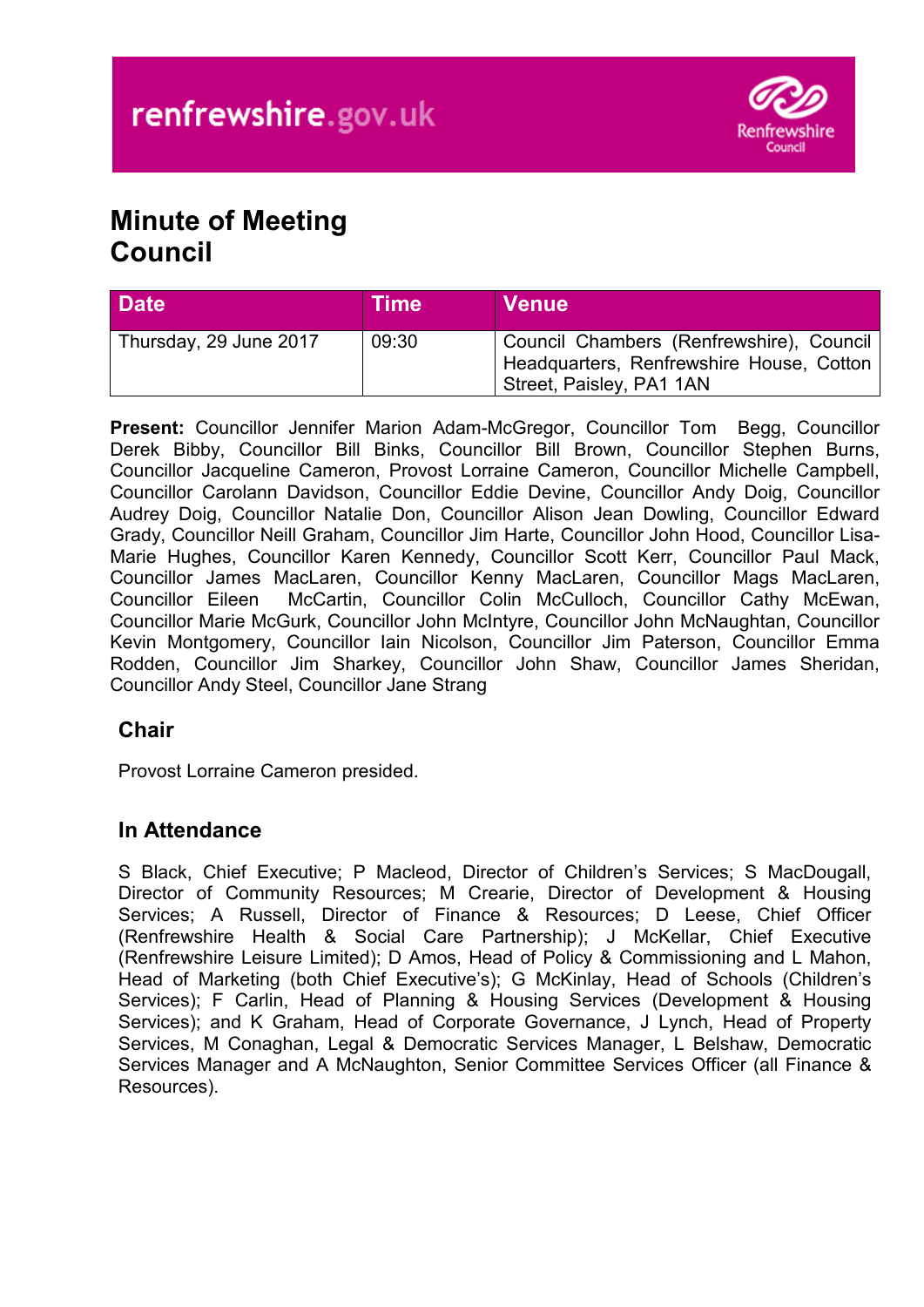renfrewshire.gov.uk

# Minute of Meeting
# Council

| Date | Time | Venue |
| --- | --- | --- |
| Thursday, 29 June 2017 | 09:30 | Council Chambers (Renfrewshire), Council Headquarters, Renfrewshire House, Cotton Street, Paisley, PA1 1AN |

**Present:** Councillor Jennifer Marion Adam-McGregor, Councillor Tom Begg, Councillor Derek Bibby, Councillor Bill Binks, Councillor Bill Brown, Councillor Stephen Burns, Councillor Jacqueline Cameron, Provost Lorraine Cameron, Councillor Michelle Campbell, Councillor Carolann Davidson, Councillor Eddie Devine, Councillor Andy Doig, Councillor Audrey Doig, Councillor Natalie Don, Councillor Alison Jean Dowling, Councillor Edward Grady, Councillor Neill Graham, Councillor Jim Harte, Councillor John Hood, Councillor Lisa-Marie Hughes, Councillor Karen Kennedy, Councillor Scott Kerr, Councillor Paul Mack, Councillor James MacLaren, Councillor Kenny MacLaren, Councillor Mags MacLaren, Councillor Eileen McCartin, Councillor Colin McCulloch, Councillor Cathy McEwan, Councillor Marie McGurk, Councillor John McIntyre, Councillor John McNaughtan, Councillor Kevin Montgomery, Councillor Iain Nicolson, Councillor Jim Paterson, Councillor Emma Rodden, Councillor Jim Sharkey, Councillor John Shaw, Councillor James Sheridan, Councillor Andy Steel, Councillor Jane Strang

## Chair

Provost Lorraine Cameron presided.

## In Attendance

S Black, Chief Executive; P Macleod, Director of Children's Services; S MacDougall, Director of Community Resources; M Crearie, Director of Development & Housing Services; A Russell, Director of Finance & Resources; D Leese, Chief Officer (Renfrewshire Health & Social Care Partnership); J McKellar, Chief Executive (Renfrewshire Leisure Limited); D Amos, Head of Policy & Commissioning and L Mahon, Head of Marketing (both Chief Executive's); G McKinlay, Head of Schools (Children's Services); F Carlin, Head of Planning & Housing Services (Development & Housing Services); and K Graham, Head of Corporate Governance, J Lynch, Head of Property Services, M Conaghan, Legal & Democratic Services Manager, L Belshaw, Democratic Services Manager and A McNaughton, Senior Committee Services Officer (all Finance & Resources).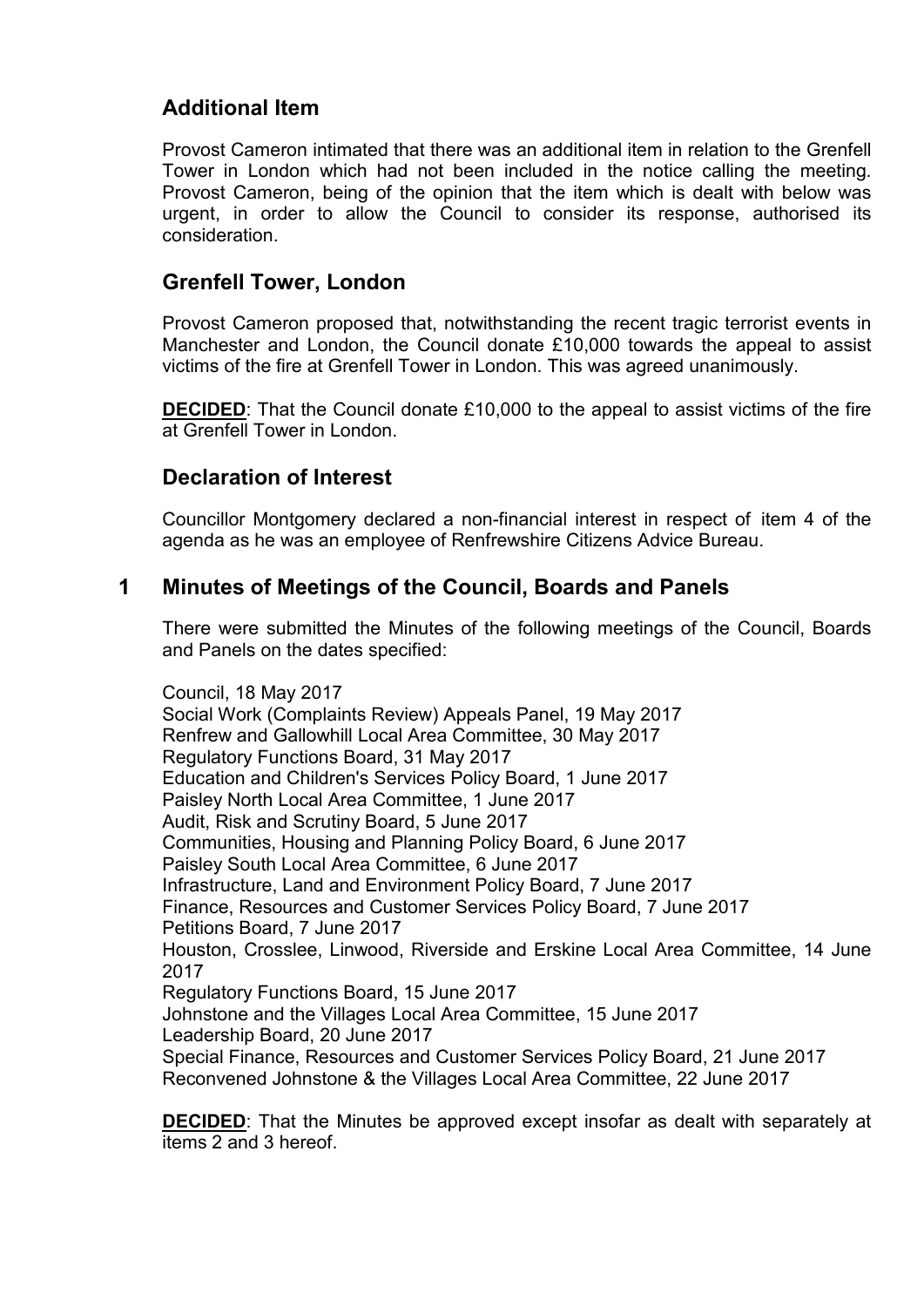## Additional Item

Provost Cameron intimated that there was an additional item in relation to the Grenfell Tower in London which had not been included in the notice calling the meeting. Provost Cameron, being of the opinion that the item which is dealt with below was urgent, in order to allow the Council to consider its response, authorised its consideration.

## Grenfell Tower, London

Provost Cameron proposed that, notwithstanding the recent tragic terrorist events in Manchester and London, the Council donate £10,000 towards the appeal to assist victims of the fire at Grenfell Tower in London. This was agreed unanimously.

**DECIDED**: That the Council donate £10,000 to the appeal to assist victims of the fire at Grenfell Tower in London.

## Declaration of Interest

Councillor Montgomery declared a non-financial interest in respect of item 4 of the agenda as he was an employee of Renfrewshire Citizens Advice Bureau.

## 1 Minutes of Meetings of the Council, Boards and Panels

There were submitted the Minutes of the following meetings of the Council, Boards and Panels on the dates specified:

Council, 18 May 2017
Social Work (Complaints Review) Appeals Panel, 19 May 2017
Renfrew and Gallowhill Local Area Committee, 30 May 2017
Regulatory Functions Board, 31 May 2017
Education and Children's Services Policy Board, 1 June 2017
Paisley North Local Area Committee, 1 June 2017
Audit, Risk and Scrutiny Board, 5 June 2017
Communities, Housing and Planning Policy Board, 6 June 2017
Paisley South Local Area Committee, 6 June 2017
Infrastructure, Land and Environment Policy Board, 7 June 2017
Finance, Resources and Customer Services Policy Board, 7 June 2017
Petitions Board, 7 June 2017
Houston, Crosslee, Linwood, Riverside and Erskine Local Area Committee, 14 June 2017
Regulatory Functions Board, 15 June 2017
Johnstone and the Villages Local Area Committee, 15 June 2017
Leadership Board, 20 June 2017
Special Finance, Resources and Customer Services Policy Board, 21 June 2017
Reconvened Johnstone & the Villages Local Area Committee, 22 June 2017

**DECIDED**: That the Minutes be approved except insofar as dealt with separately at items 2 and 3 hereof.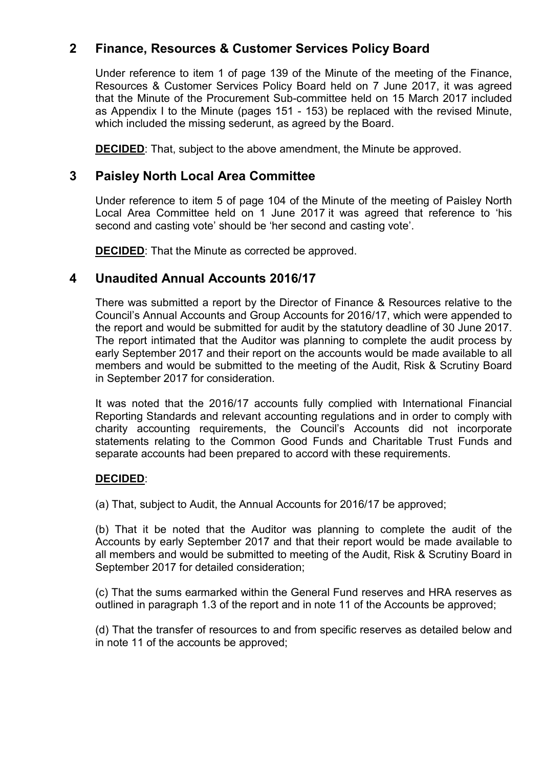## 2 Finance, Resources & Customer Services Policy Board

Under reference to item 1 of page 139 of the Minute of the meeting of the Finance, Resources & Customer Services Policy Board held on 7 June 2017, it was agreed that the Minute of the Procurement Sub-committee held on 15 March 2017 included as Appendix I to the Minute (pages 151 - 153) be replaced with the revised Minute, which included the missing sederunt, as agreed by the Board.

**DECIDED**: That, subject to the above amendment, the Minute be approved.

## 3 Paisley North Local Area Committee

Under reference to item 5 of page 104 of the Minute of the meeting of Paisley North Local Area Committee held on 1 June 2017 it was agreed that reference to 'his second and casting vote' should be 'her second and casting vote'.

**DECIDED**: That the Minute as corrected be approved.

## 4 Unaudited Annual Accounts 2016/17

There was submitted a report by the Director of Finance & Resources relative to the Council's Annual Accounts and Group Accounts for 2016/17, which were appended to the report and would be submitted for audit by the statutory deadline of 30 June 2017. The report intimated that the Auditor was planning to complete the audit process by early September 2017 and their report on the accounts would be made available to all members and would be submitted to the meeting of the Audit, Risk & Scrutiny Board in September 2017 for consideration.

It was noted that the 2016/17 accounts fully complied with International Financial Reporting Standards and relevant accounting regulations and in order to comply with charity accounting requirements, the Council's Accounts did not incorporate statements relating to the Common Good Funds and Charitable Trust Funds and separate accounts had been prepared to accord with these requirements.

**DECIDED**:

(a) That, subject to Audit, the Annual Accounts for 2016/17 be approved;

(b) That it be noted that the Auditor was planning to complete the audit of the Accounts by early September 2017 and that their report would be made available to all members and would be submitted to meeting of the Audit, Risk & Scrutiny Board in September 2017 for detailed consideration;

(c) That the sums earmarked within the General Fund reserves and HRA reserves as outlined in paragraph 1.3 of the report and in note 11 of the Accounts be approved;

(d) That the transfer of resources to and from specific reserves as detailed below and in note 11 of the accounts be approved;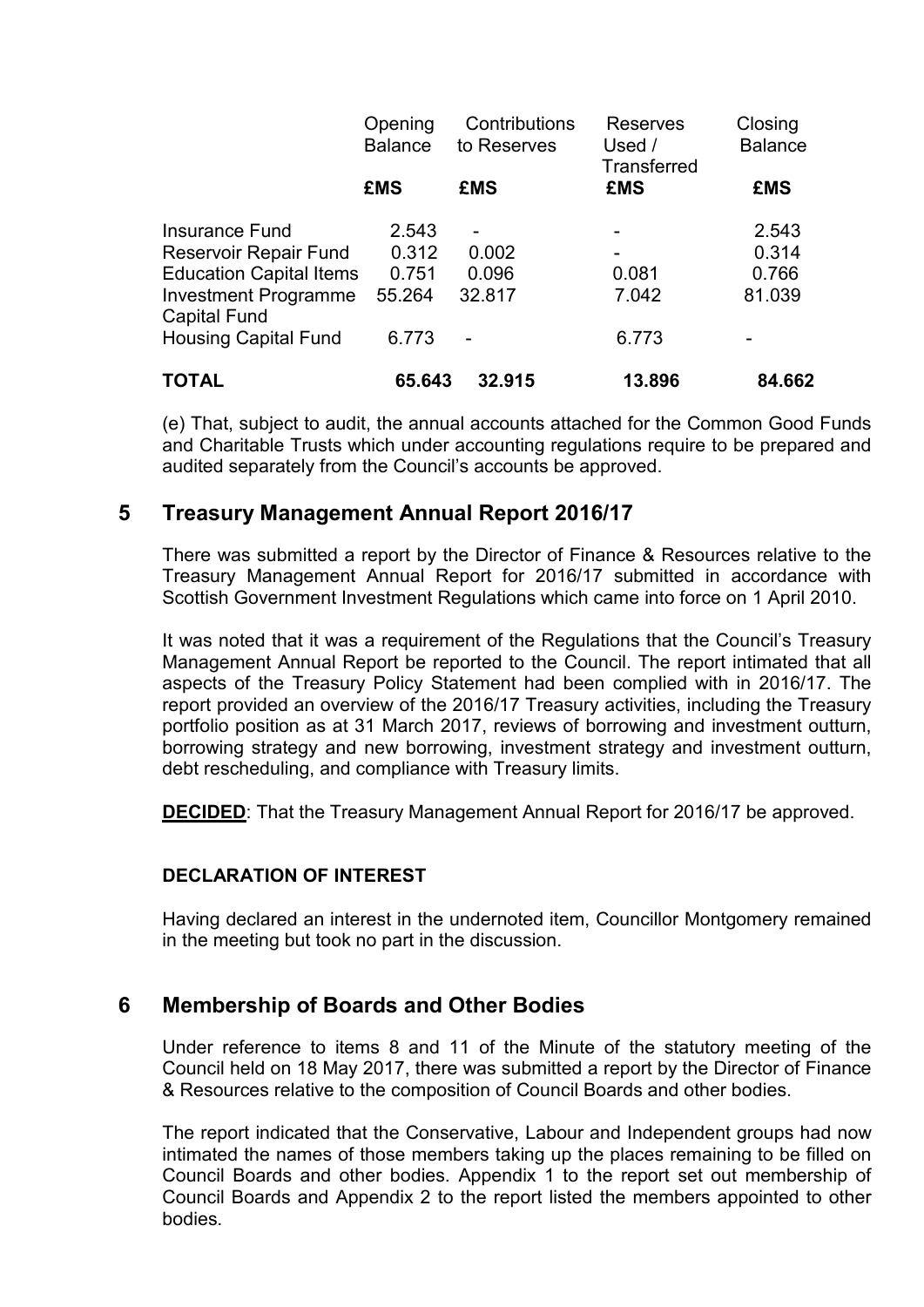| | Opening Balance | Contributions to Reserves | Reserves Used / Transferred | Closing Balance |
|---|---|---|---|---|
| | **£MS** | **£MS** | **£MS** | **£MS** |
| Insurance Fund | 2.543 | - | - | 2.543 |
| Reservoir Repair Fund | 0.312 | 0.002 | - | 0.314 |
| Education Capital Items | 0.751 | 0.096 | 0.081 | 0.766 |
| Investment Programme Capital Fund | 55.264 | 32.817 | 7.042 | 81.039 |
| Housing Capital Fund | 6.773 | - | 6.773 | - |
| **TOTAL** | **65.643** | **32.915** | **13.896** | **84.662** |

(e) That, subject to audit, the annual accounts attached for the Common Good Funds and Charitable Trusts which under accounting regulations require to be prepared and audited separately from the Council's accounts be approved.

## 5 Treasury Management Annual Report 2016/17

There was submitted a report by the Director of Finance & Resources relative to the Treasury Management Annual Report for 2016/17 submitted in accordance with Scottish Government Investment Regulations which came into force on 1 April 2010.

It was noted that it was a requirement of the Regulations that the Council's Treasury Management Annual Report be reported to the Council. The report intimated that all aspects of the Treasury Policy Statement had been complied with in 2016/17. The report provided an overview of the 2016/17 Treasury activities, including the Treasury portfolio position as at 31 March 2017, reviews of borrowing and investment outturn, borrowing strategy and new borrowing, investment strategy and investment outturn, debt rescheduling, and compliance with Treasury limits.

**DECIDED**: That the Treasury Management Annual Report for 2016/17 be approved.

**DECLARATION OF INTEREST**

Having declared an interest in the undernoted item, Councillor Montgomery remained in the meeting but took no part in the discussion.

## 6 Membership of Boards and Other Bodies

Under reference to items 8 and 11 of the Minute of the statutory meeting of the Council held on 18 May 2017, there was submitted a report by the Director of Finance & Resources relative to the composition of Council Boards and other bodies.

The report indicated that the Conservative, Labour and Independent groups had now intimated the names of those members taking up the places remaining to be filled on Council Boards and other bodies. Appendix 1 to the report set out membership of Council Boards and Appendix 2 to the report listed the members appointed to other bodies.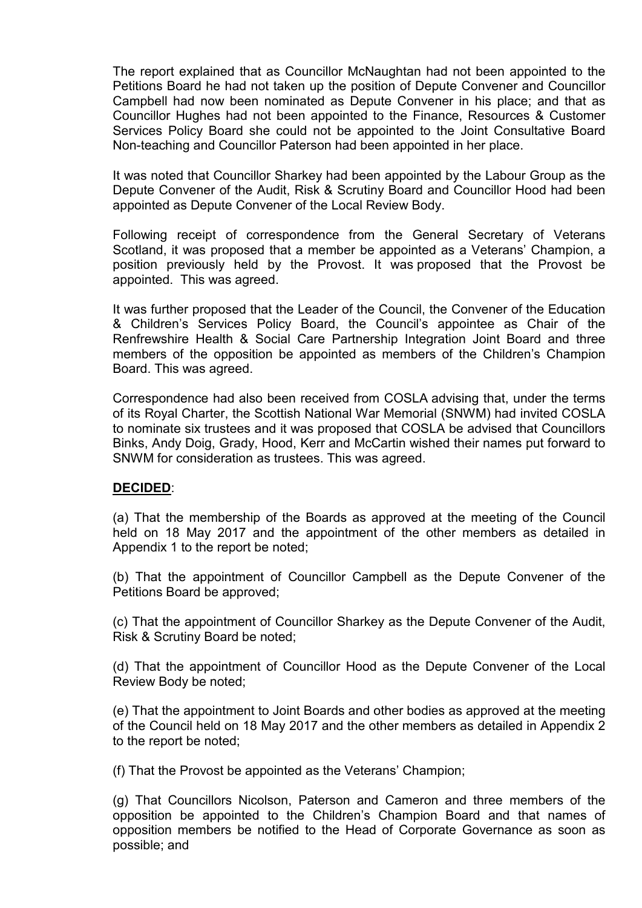The report explained that as Councillor McNaughtan had not been appointed to the Petitions Board he had not taken up the position of Depute Convener and Councillor Campbell had now been nominated as Depute Convener in his place; and that as Councillor Hughes had not been appointed to the Finance, Resources & Customer Services Policy Board she could not be appointed to the Joint Consultative Board Non-teaching and Councillor Paterson had been appointed in her place.

It was noted that Councillor Sharkey had been appointed by the Labour Group as the Depute Convener of the Audit, Risk & Scrutiny Board and Councillor Hood had been appointed as Depute Convener of the Local Review Body.

Following receipt of correspondence from the General Secretary of Veterans Scotland, it was proposed that a member be appointed as a Veterans' Champion, a position previously held by the Provost. It was proposed that the Provost be appointed. This was agreed.

It was further proposed that the Leader of the Council, the Convener of the Education & Children's Services Policy Board, the Council's appointee as Chair of the Renfrewshire Health & Social Care Partnership Integration Joint Board and three members of the opposition be appointed as members of the Children's Champion Board. This was agreed.

Correspondence had also been received from COSLA advising that, under the terms of its Royal Charter, the Scottish National War Memorial (SNWM) had invited COSLA to nominate six trustees and it was proposed that COSLA be advised that Councillors Binks, Andy Doig, Grady, Hood, Kerr and McCartin wished their names put forward to SNWM for consideration as trustees. This was agreed.

**DECIDED**:

(a) That the membership of the Boards as approved at the meeting of the Council held on 18 May 2017 and the appointment of the other members as detailed in Appendix 1 to the report be noted;

(b) That the appointment of Councillor Campbell as the Depute Convener of the Petitions Board be approved;

(c) That the appointment of Councillor Sharkey as the Depute Convener of the Audit, Risk & Scrutiny Board be noted;

(d) That the appointment of Councillor Hood as the Depute Convener of the Local Review Body be noted;

(e) That the appointment to Joint Boards and other bodies as approved at the meeting of the Council held on 18 May 2017 and the other members as detailed in Appendix 2 to the report be noted;

(f) That the Provost be appointed as the Veterans' Champion;

(g) That Councillors Nicolson, Paterson and Cameron and three members of the opposition be appointed to the Children's Champion Board and that names of opposition members be notified to the Head of Corporate Governance as soon as possible; and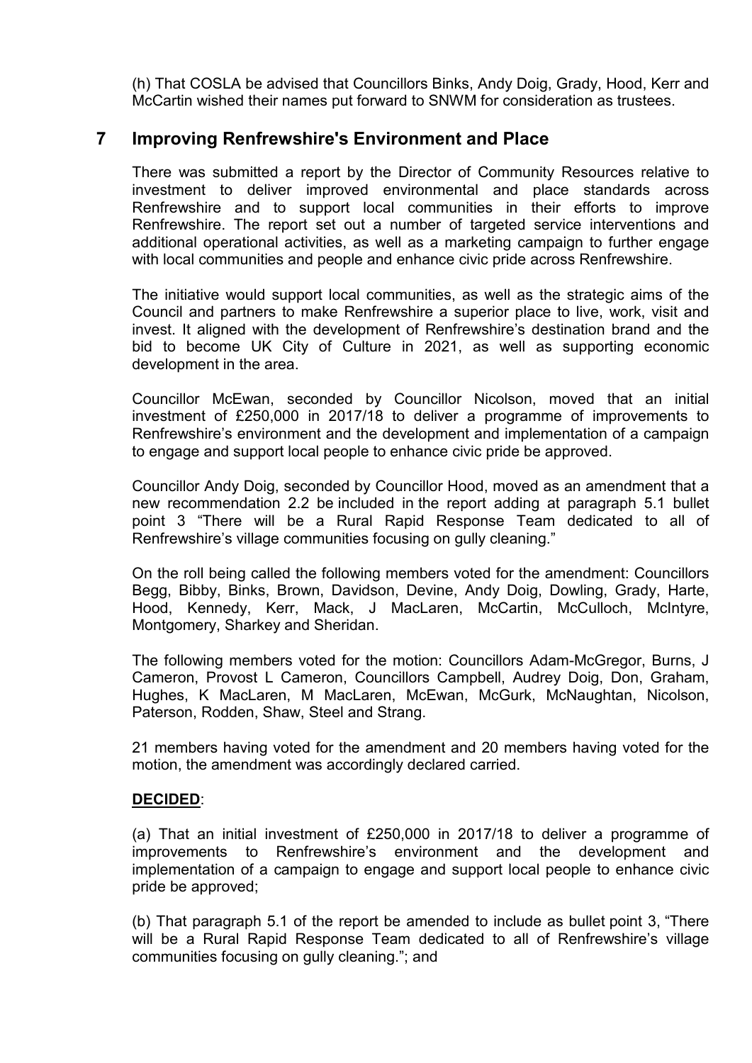(h) That COSLA be advised that Councillors Binks, Andy Doig, Grady, Hood, Kerr and McCartin wished their names put forward to SNWM for consideration as trustees.

## 7 Improving Renfrewshire's Environment and Place

There was submitted a report by the Director of Community Resources relative to investment to deliver improved environmental and place standards across Renfrewshire and to support local communities in their efforts to improve Renfrewshire. The report set out a number of targeted service interventions and additional operational activities, as well as a marketing campaign to further engage with local communities and people and enhance civic pride across Renfrewshire.

The initiative would support local communities, as well as the strategic aims of the Council and partners to make Renfrewshire a superior place to live, work, visit and invest. It aligned with the development of Renfrewshire's destination brand and the bid to become UK City of Culture in 2021, as well as supporting economic development in the area.

Councillor McEwan, seconded by Councillor Nicolson, moved that an initial investment of £250,000 in 2017/18 to deliver a programme of improvements to Renfrewshire's environment and the development and implementation of a campaign to engage and support local people to enhance civic pride be approved.

Councillor Andy Doig, seconded by Councillor Hood, moved as an amendment that a new recommendation 2.2 be included in the report adding at paragraph 5.1 bullet point 3 "There will be a Rural Rapid Response Team dedicated to all of Renfrewshire's village communities focusing on gully cleaning."

On the roll being called the following members voted for the amendment: Councillors Begg, Bibby, Binks, Brown, Davidson, Devine, Andy Doig, Dowling, Grady, Harte, Hood, Kennedy, Kerr, Mack, J MacLaren, McCartin, McCulloch, McIntyre, Montgomery, Sharkey and Sheridan.

The following members voted for the motion: Councillors Adam-McGregor, Burns, J Cameron, Provost L Cameron, Councillors Campbell, Audrey Doig, Don, Graham, Hughes, K MacLaren, M MacLaren, McEwan, McGurk, McNaughtan, Nicolson, Paterson, Rodden, Shaw, Steel and Strang.

21 members having voted for the amendment and 20 members having voted for the motion, the amendment was accordingly declared carried.

**DECIDED**:

(a) That an initial investment of £250,000 in 2017/18 to deliver a programme of improvements to Renfrewshire's environment and the development and implementation of a campaign to engage and support local people to enhance civic pride be approved;

(b) That paragraph 5.1 of the report be amended to include as bullet point 3, "There will be a Rural Rapid Response Team dedicated to all of Renfrewshire's village communities focusing on gully cleaning."; and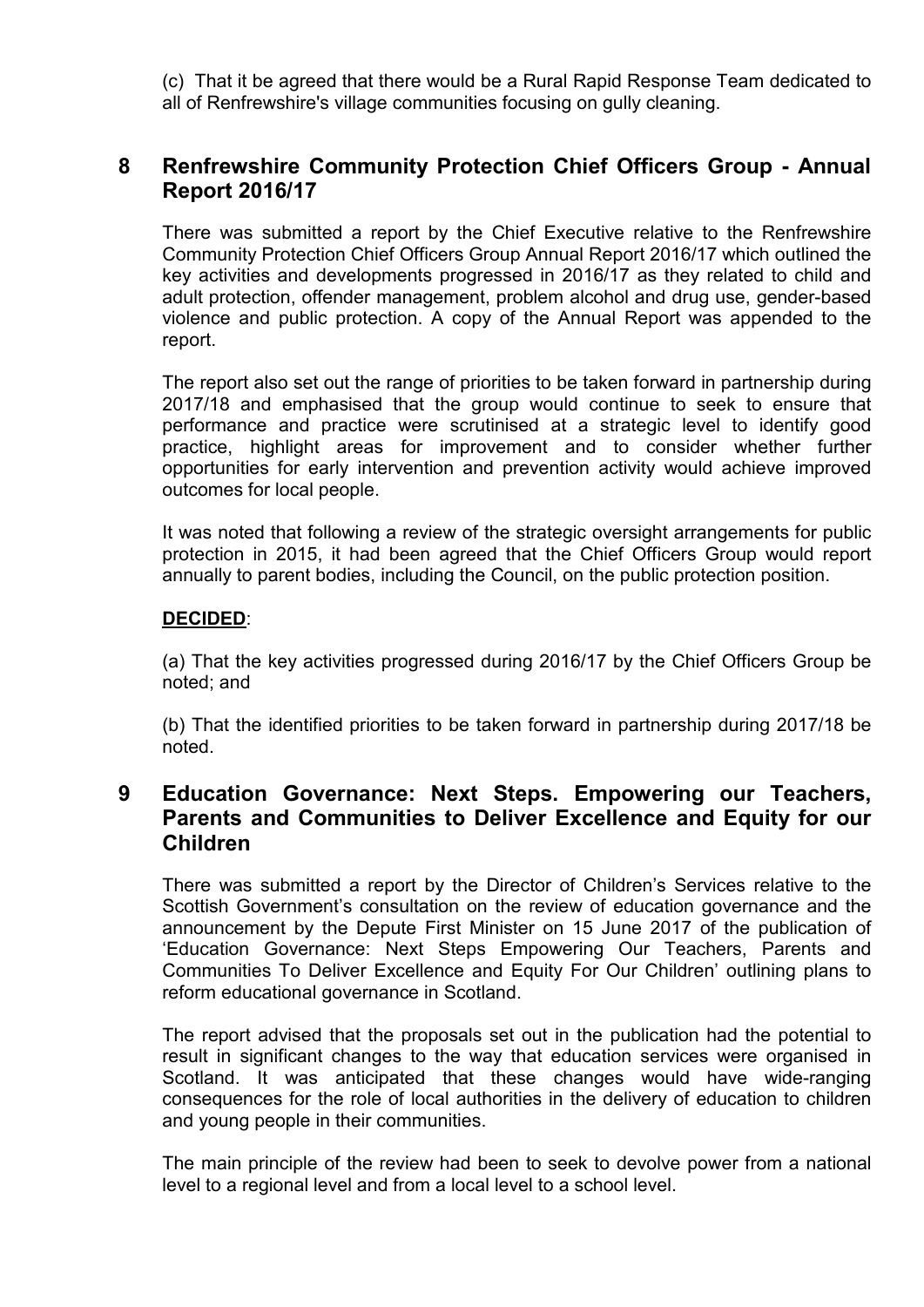(c) That it be agreed that there would be a Rural Rapid Response Team dedicated to all of Renfrewshire's village communities focusing on gully cleaning.

## 8 Renfrewshire Community Protection Chief Officers Group - Annual Report 2016/17

There was submitted a report by the Chief Executive relative to the Renfrewshire Community Protection Chief Officers Group Annual Report 2016/17 which outlined the key activities and developments progressed in 2016/17 as they related to child and adult protection, offender management, problem alcohol and drug use, gender-based violence and public protection. A copy of the Annual Report was appended to the report.

The report also set out the range of priorities to be taken forward in partnership during 2017/18 and emphasised that the group would continue to seek to ensure that performance and practice were scrutinised at a strategic level to identify good practice, highlight areas for improvement and to consider whether further opportunities for early intervention and prevention activity would achieve improved outcomes for local people.

It was noted that following a review of the strategic oversight arrangements for public protection in 2015, it had been agreed that the Chief Officers Group would report annually to parent bodies, including the Council, on the public protection position.

**DECIDED**:

(a) That the key activities progressed during 2016/17 by the Chief Officers Group be noted; and

(b) That the identified priorities to be taken forward in partnership during 2017/18 be noted.

## 9 Education Governance: Next Steps. Empowering our Teachers, Parents and Communities to Deliver Excellence and Equity for our Children

There was submitted a report by the Director of Children's Services relative to the Scottish Government's consultation on the review of education governance and the announcement by the Depute First Minister on 15 June 2017 of the publication of 'Education Governance: Next Steps Empowering Our Teachers, Parents and Communities To Deliver Excellence and Equity For Our Children' outlining plans to reform educational governance in Scotland.

The report advised that the proposals set out in the publication had the potential to result in significant changes to the way that education services were organised in Scotland. It was anticipated that these changes would have wide-ranging consequences for the role of local authorities in the delivery of education to children and young people in their communities.

The main principle of the review had been to seek to devolve power from a national level to a regional level and from a local level to a school level.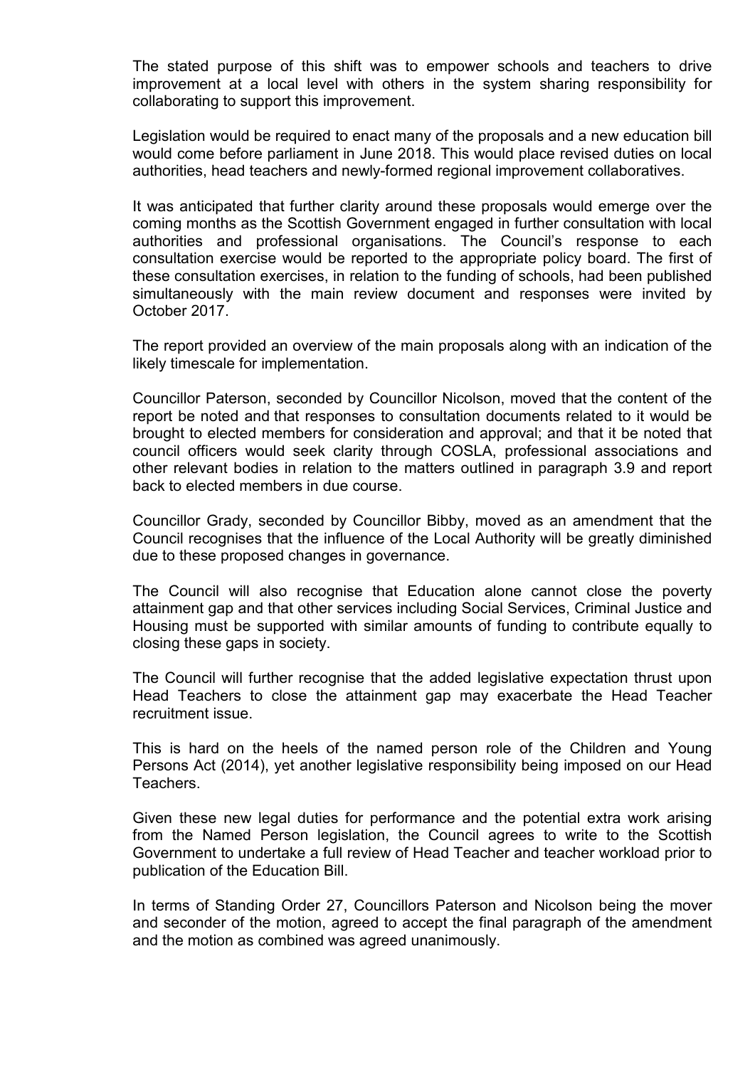The stated purpose of this shift was to empower schools and teachers to drive improvement at a local level with others in the system sharing responsibility for collaborating to support this improvement.

Legislation would be required to enact many of the proposals and a new education bill would come before parliament in June 2018. This would place revised duties on local authorities, head teachers and newly-formed regional improvement collaboratives.

It was anticipated that further clarity around these proposals would emerge over the coming months as the Scottish Government engaged in further consultation with local authorities and professional organisations. The Council's response to each consultation exercise would be reported to the appropriate policy board. The first of these consultation exercises, in relation to the funding of schools, had been published simultaneously with the main review document and responses were invited by October 2017.

The report provided an overview of the main proposals along with an indication of the likely timescale for implementation.

Councillor Paterson, seconded by Councillor Nicolson, moved that the content of the report be noted and that responses to consultation documents related to it would be brought to elected members for consideration and approval; and that it be noted that council officers would seek clarity through COSLA, professional associations and other relevant bodies in relation to the matters outlined in paragraph 3.9 and report back to elected members in due course.

Councillor Grady, seconded by Councillor Bibby, moved as an amendment that the Council recognises that the influence of the Local Authority will be greatly diminished due to these proposed changes in governance.

The Council will also recognise that Education alone cannot close the poverty attainment gap and that other services including Social Services, Criminal Justice and Housing must be supported with similar amounts of funding to contribute equally to closing these gaps in society.

The Council will further recognise that the added legislative expectation thrust upon Head Teachers to close the attainment gap may exacerbate the Head Teacher recruitment issue.

This is hard on the heels of the named person role of the Children and Young Persons Act (2014), yet another legislative responsibility being imposed on our Head Teachers.

Given these new legal duties for performance and the potential extra work arising from the Named Person legislation, the Council agrees to write to the Scottish Government to undertake a full review of Head Teacher and teacher workload prior to publication of the Education Bill.

In terms of Standing Order 27, Councillors Paterson and Nicolson being the mover and seconder of the motion, agreed to accept the final paragraph of the amendment and the motion as combined was agreed unanimously.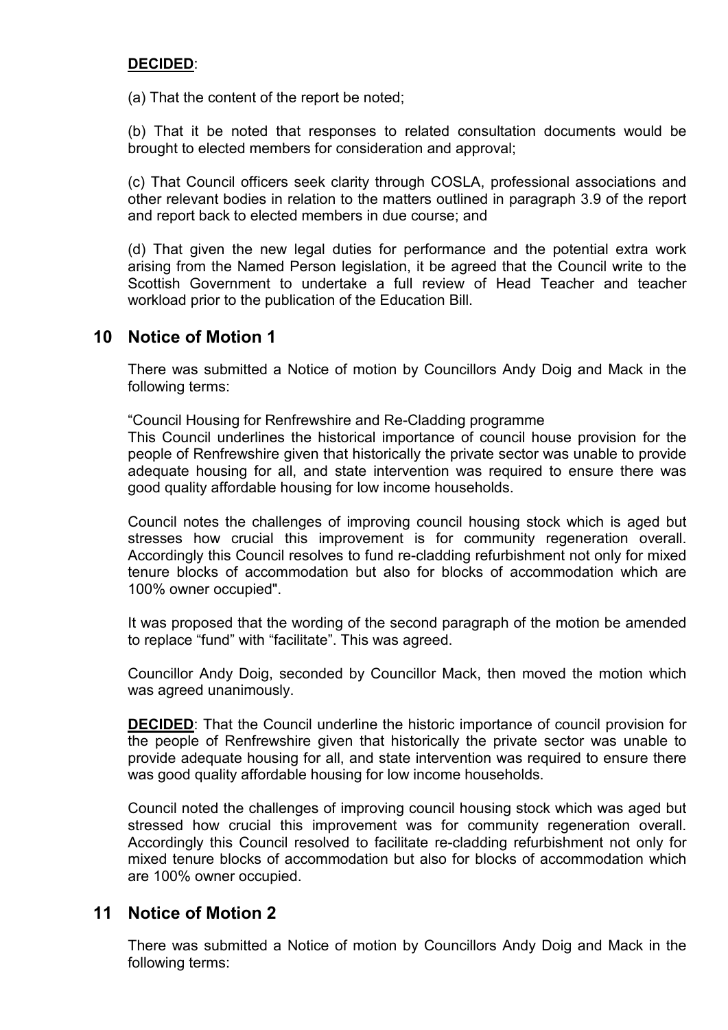**DECIDED**:

(a) That the content of the report be noted;

(b) That it be noted that responses to related consultation documents would be brought to elected members for consideration and approval;

(c) That Council officers seek clarity through COSLA, professional associations and other relevant bodies in relation to the matters outlined in paragraph 3.9 of the report and report back to elected members in due course; and

(d) That given the new legal duties for performance and the potential extra work arising from the Named Person legislation, it be agreed that the Council write to the Scottish Government to undertake a full review of Head Teacher and teacher workload prior to the publication of the Education Bill.

## 10 Notice of Motion 1

There was submitted a Notice of motion by Councillors Andy Doig and Mack in the following terms:

"Council Housing for Renfrewshire and Re-Cladding programme
This Council underlines the historical importance of council house provision for the people of Renfrewshire given that historically the private sector was unable to provide adequate housing for all, and state intervention was required to ensure there was good quality affordable housing for low income households.

Council notes the challenges of improving council housing stock which is aged but stresses how crucial this improvement is for community regeneration overall. Accordingly this Council resolves to fund re-cladding refurbishment not only for mixed tenure blocks of accommodation but also for blocks of accommodation which are 100% owner occupied".

It was proposed that the wording of the second paragraph of the motion be amended to replace "fund" with "facilitate". This was agreed.

Councillor Andy Doig, seconded by Councillor Mack, then moved the motion which was agreed unanimously.

**DECIDED**: That the Council underline the historic importance of council provision for the people of Renfrewshire given that historically the private sector was unable to provide adequate housing for all, and state intervention was required to ensure there was good quality affordable housing for low income households.

Council noted the challenges of improving council housing stock which was aged but stressed how crucial this improvement was for community regeneration overall. Accordingly this Council resolved to facilitate re-cladding refurbishment not only for mixed tenure blocks of accommodation but also for blocks of accommodation which are 100% owner occupied.

## 11 Notice of Motion 2

There was submitted a Notice of motion by Councillors Andy Doig and Mack in the following terms: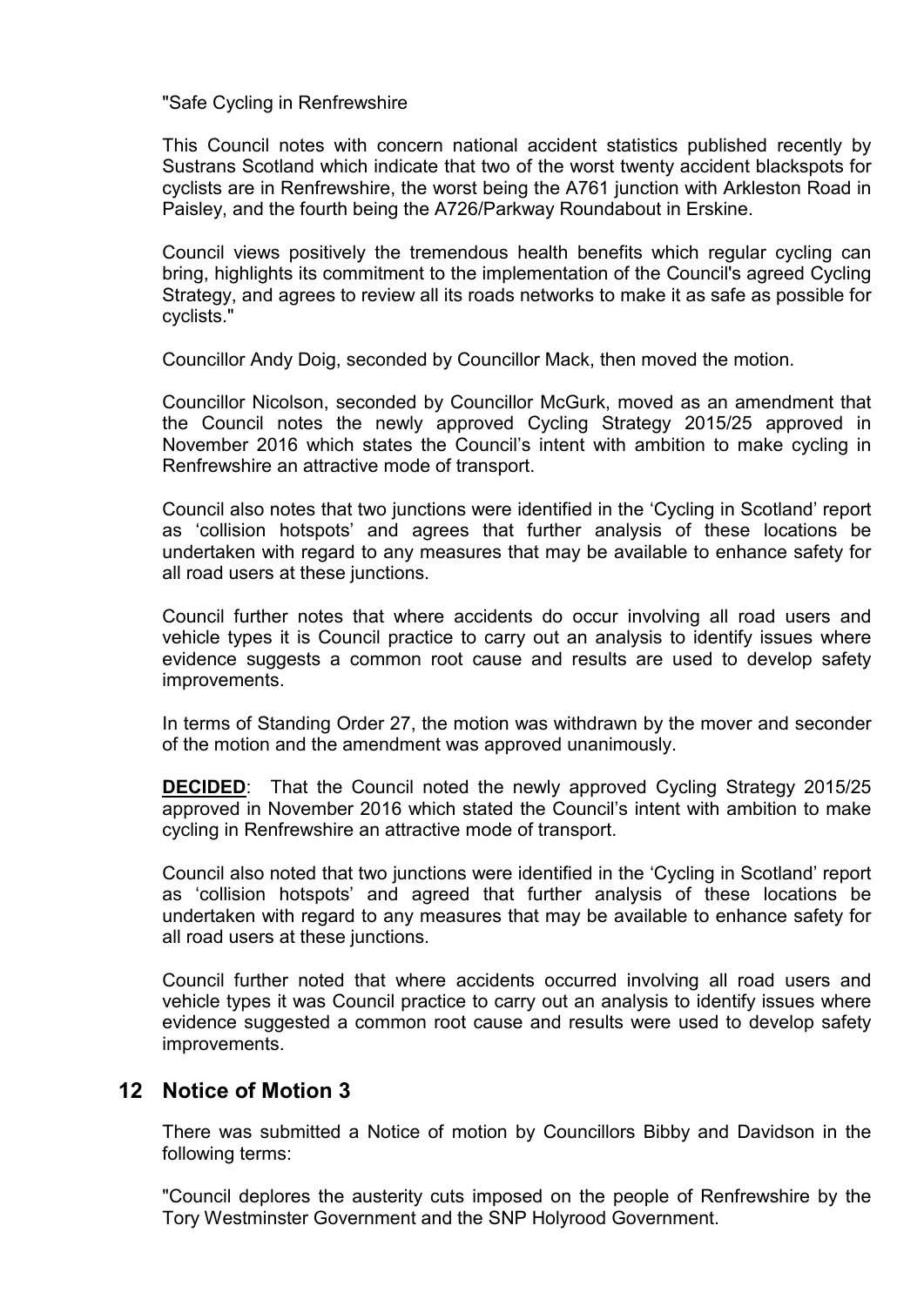"Safe Cycling in Renfrewshire

This Council notes with concern national accident statistics published recently by Sustrans Scotland which indicate that two of the worst twenty accident blackspots for cyclists are in Renfrewshire, the worst being the A761 junction with Arkleston Road in Paisley, and the fourth being the A726/Parkway Roundabout in Erskine.

Council views positively the tremendous health benefits which regular cycling can bring, highlights its commitment to the implementation of the Council's agreed Cycling Strategy, and agrees to review all its roads networks to make it as safe as possible for cyclists."

Councillor Andy Doig, seconded by Councillor Mack, then moved the motion.

Councillor Nicolson, seconded by Councillor McGurk, moved as an amendment that the Council notes the newly approved Cycling Strategy 2015/25 approved in November 2016 which states the Council's intent with ambition to make cycling in Renfrewshire an attractive mode of transport.

Council also notes that two junctions were identified in the 'Cycling in Scotland' report as 'collision hotspots' and agrees that further analysis of these locations be undertaken with regard to any measures that may be available to enhance safety for all road users at these junctions.

Council further notes that where accidents do occur involving all road users and vehicle types it is Council practice to carry out an analysis to identify issues where evidence suggests a common root cause and results are used to develop safety improvements.

In terms of Standing Order 27, the motion was withdrawn by the mover and seconder of the motion and the amendment was approved unanimously.

**DECIDED**: That the Council noted the newly approved Cycling Strategy 2015/25 approved in November 2016 which stated the Council's intent with ambition to make cycling in Renfrewshire an attractive mode of transport.

Council also noted that two junctions were identified in the 'Cycling in Scotland' report as 'collision hotspots' and agreed that further analysis of these locations be undertaken with regard to any measures that may be available to enhance safety for all road users at these junctions.

Council further noted that where accidents occurred involving all road users and vehicle types it was Council practice to carry out an analysis to identify issues where evidence suggested a common root cause and results were used to develop safety improvements.

## 12 Notice of Motion 3

There was submitted a Notice of motion by Councillors Bibby and Davidson in the following terms:

"Council deplores the austerity cuts imposed on the people of Renfrewshire by the Tory Westminster Government and the SNP Holyrood Government.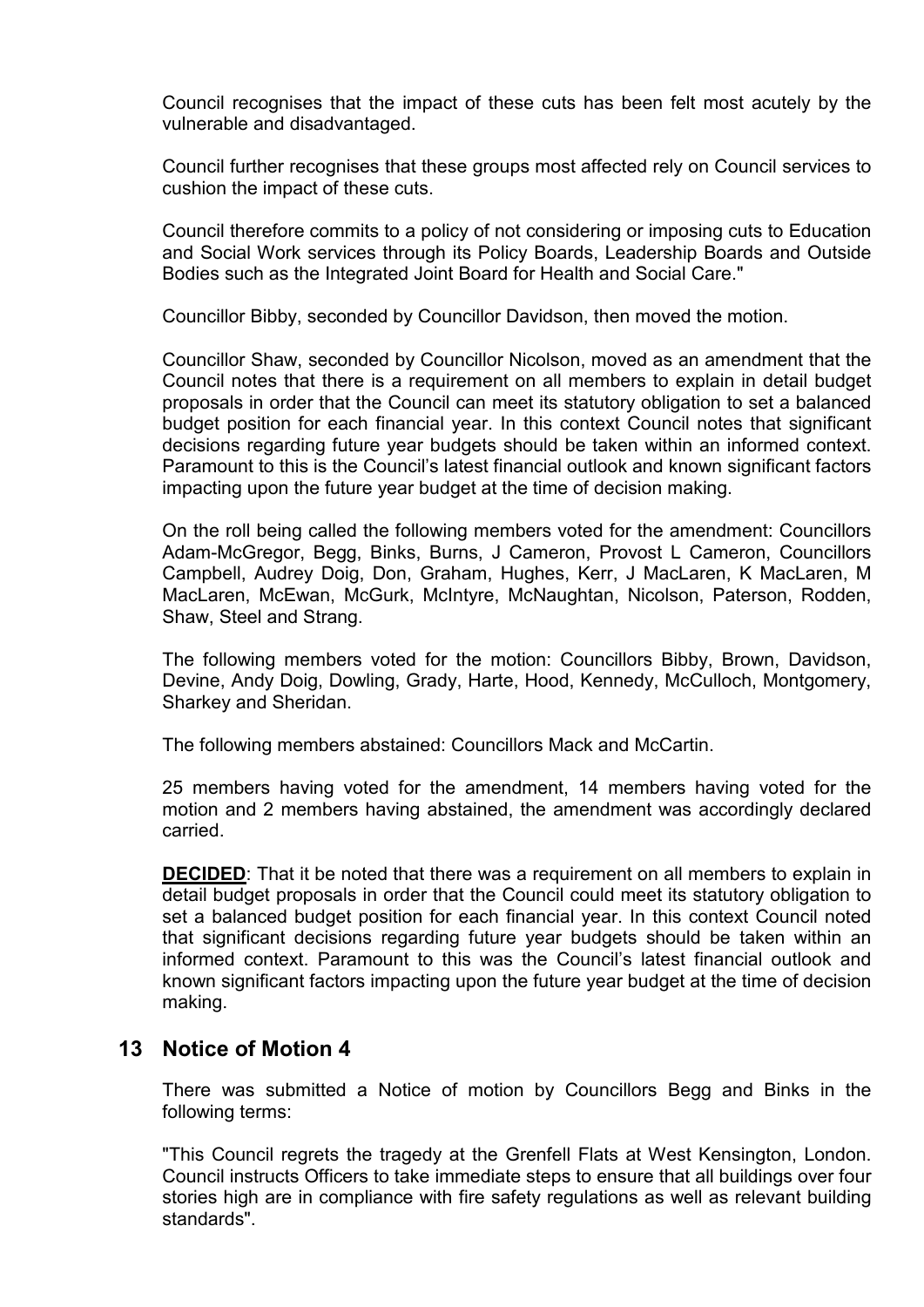Council recognises that the impact of these cuts has been felt most acutely by the vulnerable and disadvantaged.

Council further recognises that these groups most affected rely on Council services to cushion the impact of these cuts.

Council therefore commits to a policy of not considering or imposing cuts to Education and Social Work services through its Policy Boards, Leadership Boards and Outside Bodies such as the Integrated Joint Board for Health and Social Care."

Councillor Bibby, seconded by Councillor Davidson, then moved the motion.

Councillor Shaw, seconded by Councillor Nicolson, moved as an amendment that the Council notes that there is a requirement on all members to explain in detail budget proposals in order that the Council can meet its statutory obligation to set a balanced budget position for each financial year. In this context Council notes that significant decisions regarding future year budgets should be taken within an informed context. Paramount to this is the Council's latest financial outlook and known significant factors impacting upon the future year budget at the time of decision making.

On the roll being called the following members voted for the amendment: Councillors Adam-McGregor, Begg, Binks, Burns, J Cameron, Provost L Cameron, Councillors Campbell, Audrey Doig, Don, Graham, Hughes, Kerr, J MacLaren, K MacLaren, M MacLaren, McEwan, McGurk, McIntyre, McNaughtan, Nicolson, Paterson, Rodden, Shaw, Steel and Strang.

The following members voted for the motion: Councillors Bibby, Brown, Davidson, Devine, Andy Doig, Dowling, Grady, Harte, Hood, Kennedy, McCulloch, Montgomery, Sharkey and Sheridan.

The following members abstained: Councillors Mack and McCartin.

25 members having voted for the amendment, 14 members having voted for the motion and 2 members having abstained, the amendment was accordingly declared carried.

**DECIDED**: That it be noted that there was a requirement on all members to explain in detail budget proposals in order that the Council could meet its statutory obligation to set a balanced budget position for each financial year. In this context Council noted that significant decisions regarding future year budgets should be taken within an informed context. Paramount to this was the Council's latest financial outlook and known significant factors impacting upon the future year budget at the time of decision making.

## 13 Notice of Motion 4

There was submitted a Notice of motion by Councillors Begg and Binks in the following terms:

"This Council regrets the tragedy at the Grenfell Flats at West Kensington, London. Council instructs Officers to take immediate steps to ensure that all buildings over four stories high are in compliance with fire safety regulations as well as relevant building standards".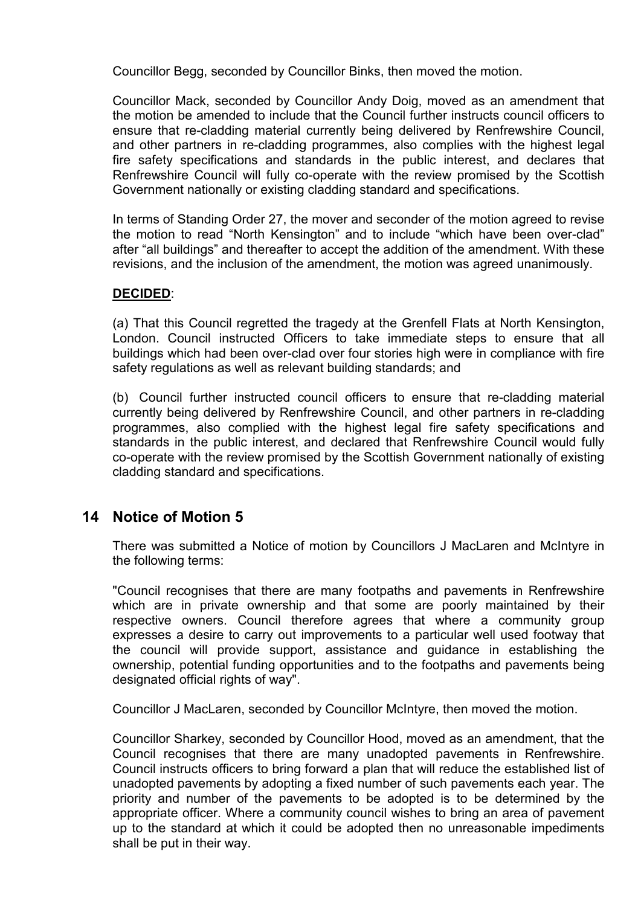Councillor Begg, seconded by Councillor Binks, then moved the motion.

Councillor Mack, seconded by Councillor Andy Doig, moved as an amendment that the motion be amended to include that the Council further instructs council officers to ensure that re-cladding material currently being delivered by Renfrewshire Council, and other partners in re-cladding programmes, also complies with the highest legal fire safety specifications and standards in the public interest, and declares that Renfrewshire Council will fully co-operate with the review promised by the Scottish Government nationally or existing cladding standard and specifications.

In terms of Standing Order 27, the mover and seconder of the motion agreed to revise the motion to read "North Kensington" and to include "which have been over-clad" after "all buildings" and thereafter to accept the addition of the amendment. With these revisions, and the inclusion of the amendment, the motion was agreed unanimously.

**DECIDED**:

(a) That this Council regretted the tragedy at the Grenfell Flats at North Kensington, London. Council instructed Officers to take immediate steps to ensure that all buildings which had been over-clad over four stories high were in compliance with fire safety regulations as well as relevant building standards; and

(b) Council further instructed council officers to ensure that re-cladding material currently being delivered by Renfrewshire Council, and other partners in re-cladding programmes, also complied with the highest legal fire safety specifications and standards in the public interest, and declared that Renfrewshire Council would fully co-operate with the review promised by the Scottish Government nationally of existing cladding standard and specifications.

## 14 Notice of Motion 5

There was submitted a Notice of motion by Councillors J MacLaren and McIntyre in the following terms:

"Council recognises that there are many footpaths and pavements in Renfrewshire which are in private ownership and that some are poorly maintained by their respective owners. Council therefore agrees that where a community group expresses a desire to carry out improvements to a particular well used footway that the council will provide support, assistance and guidance in establishing the ownership, potential funding opportunities and to the footpaths and pavements being designated official rights of way".

Councillor J MacLaren, seconded by Councillor McIntyre, then moved the motion.

Councillor Sharkey, seconded by Councillor Hood, moved as an amendment, that the Council recognises that there are many unadopted pavements in Renfrewshire. Council instructs officers to bring forward a plan that will reduce the established list of unadopted pavements by adopting a fixed number of such pavements each year. The priority and number of the pavements to be adopted is to be determined by the appropriate officer. Where a community council wishes to bring an area of pavement up to the standard at which it could be adopted then no unreasonable impediments shall be put in their way.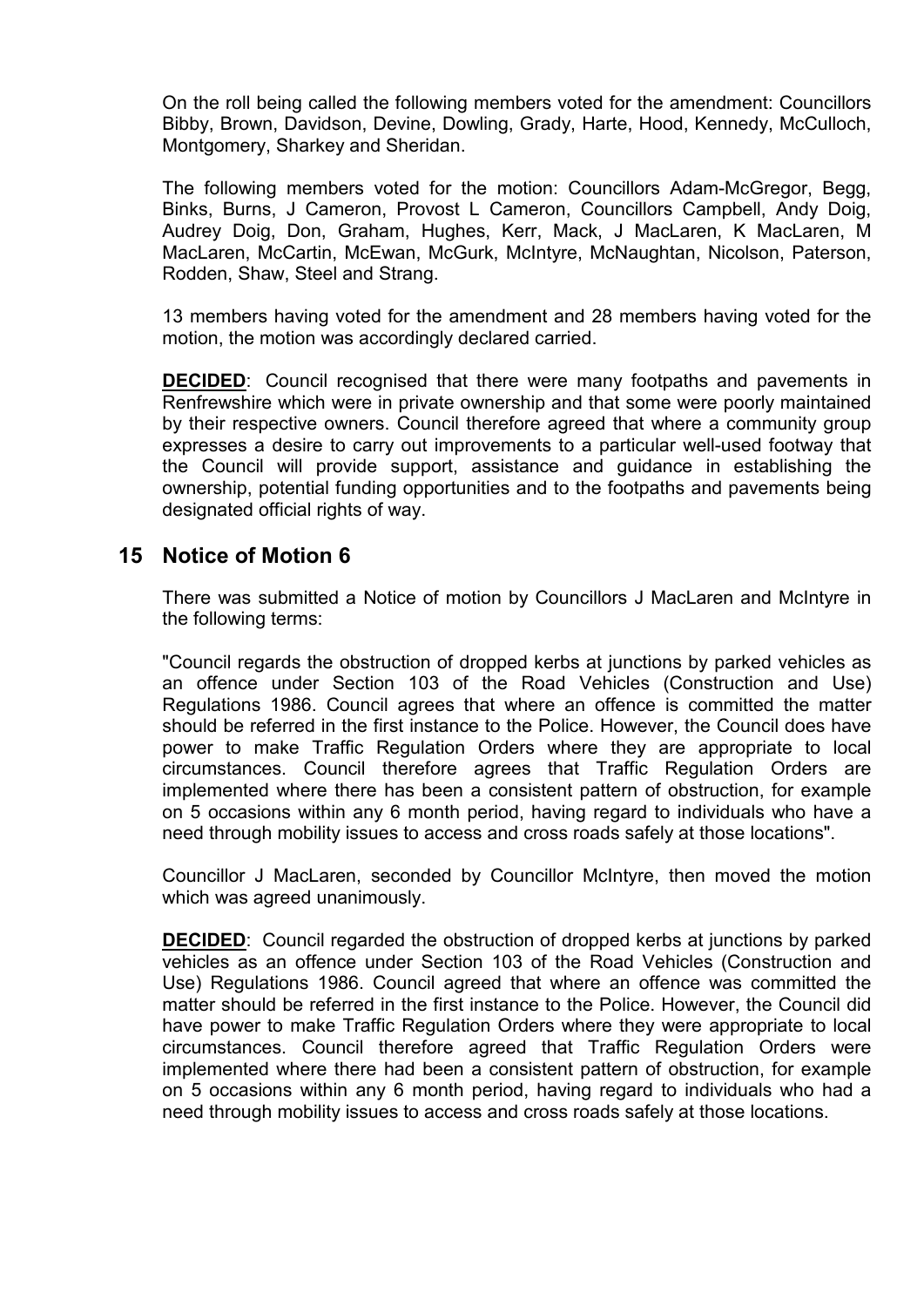On the roll being called the following members voted for the amendment: Councillors Bibby, Brown, Davidson, Devine, Dowling, Grady, Harte, Hood, Kennedy, McCulloch, Montgomery, Sharkey and Sheridan.

The following members voted for the motion: Councillors Adam-McGregor, Begg, Binks, Burns, J Cameron, Provost L Cameron, Councillors Campbell, Andy Doig, Audrey Doig, Don, Graham, Hughes, Kerr, Mack, J MacLaren, K MacLaren, M MacLaren, McCartin, McEwan, McGurk, McIntyre, McNaughtan, Nicolson, Paterson, Rodden, Shaw, Steel and Strang.

13 members having voted for the amendment and 28 members having voted for the motion, the motion was accordingly declared carried.

**DECIDED**: Council recognised that there were many footpaths and pavements in Renfrewshire which were in private ownership and that some were poorly maintained by their respective owners. Council therefore agreed that where a community group expresses a desire to carry out improvements to a particular well-used footway that the Council will provide support, assistance and guidance in establishing the ownership, potential funding opportunities and to the footpaths and pavements being designated official rights of way.

## 15 Notice of Motion 6

There was submitted a Notice of motion by Councillors J MacLaren and McIntyre in the following terms:

"Council regards the obstruction of dropped kerbs at junctions by parked vehicles as an offence under Section 103 of the Road Vehicles (Construction and Use) Regulations 1986. Council agrees that where an offence is committed the matter should be referred in the first instance to the Police. However, the Council does have power to make Traffic Regulation Orders where they are appropriate to local circumstances. Council therefore agrees that Traffic Regulation Orders are implemented where there has been a consistent pattern of obstruction, for example on 5 occasions within any 6 month period, having regard to individuals who have a need through mobility issues to access and cross roads safely at those locations".

Councillor J MacLaren, seconded by Councillor McIntyre, then moved the motion which was agreed unanimously.

**DECIDED**: Council regarded the obstruction of dropped kerbs at junctions by parked vehicles as an offence under Section 103 of the Road Vehicles (Construction and Use) Regulations 1986. Council agreed that where an offence was committed the matter should be referred in the first instance to the Police. However, the Council did have power to make Traffic Regulation Orders where they were appropriate to local circumstances. Council therefore agreed that Traffic Regulation Orders were implemented where there had been a consistent pattern of obstruction, for example on 5 occasions within any 6 month period, having regard to individuals who had a need through mobility issues to access and cross roads safely at those locations.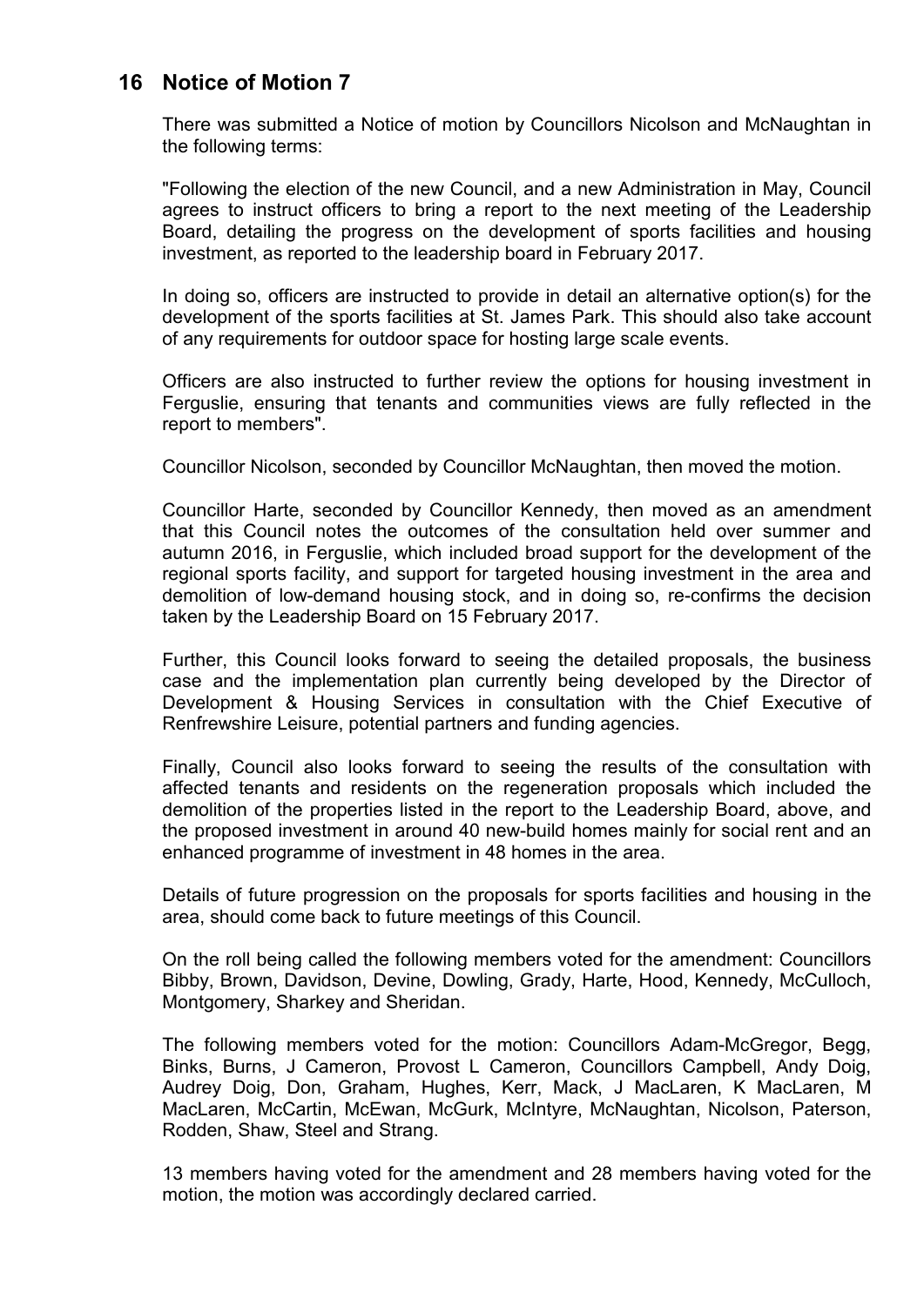## 16 Notice of Motion 7

There was submitted a Notice of motion by Councillors Nicolson and McNaughtan in the following terms:

"Following the election of the new Council, and a new Administration in May, Council agrees to instruct officers to bring a report to the next meeting of the Leadership Board, detailing the progress on the development of sports facilities and housing investment, as reported to the leadership board in February 2017.

In doing so, officers are instructed to provide in detail an alternative option(s) for the development of the sports facilities at St. James Park. This should also take account of any requirements for outdoor space for hosting large scale events.

Officers are also instructed to further review the options for housing investment in Ferguslie, ensuring that tenants and communities views are fully reflected in the report to members".

Councillor Nicolson, seconded by Councillor McNaughtan, then moved the motion.

Councillor Harte, seconded by Councillor Kennedy, then moved as an amendment that this Council notes the outcomes of the consultation held over summer and autumn 2016, in Ferguslie, which included broad support for the development of the regional sports facility, and support for targeted housing investment in the area and demolition of low-demand housing stock, and in doing so, re-confirms the decision taken by the Leadership Board on 15 February 2017.

Further, this Council looks forward to seeing the detailed proposals, the business case and the implementation plan currently being developed by the Director of Development & Housing Services in consultation with the Chief Executive of Renfrewshire Leisure, potential partners and funding agencies.

Finally, Council also looks forward to seeing the results of the consultation with affected tenants and residents on the regeneration proposals which included the demolition of the properties listed in the report to the Leadership Board, above, and the proposed investment in around 40 new-build homes mainly for social rent and an enhanced programme of investment in 48 homes in the area.

Details of future progression on the proposals for sports facilities and housing in the area, should come back to future meetings of this Council.

On the roll being called the following members voted for the amendment: Councillors Bibby, Brown, Davidson, Devine, Dowling, Grady, Harte, Hood, Kennedy, McCulloch, Montgomery, Sharkey and Sheridan.

The following members voted for the motion: Councillors Adam-McGregor, Begg, Binks, Burns, J Cameron, Provost L Cameron, Councillors Campbell, Andy Doig, Audrey Doig, Don, Graham, Hughes, Kerr, Mack, J MacLaren, K MacLaren, M MacLaren, McCartin, McEwan, McGurk, McIntyre, McNaughtan, Nicolson, Paterson, Rodden, Shaw, Steel and Strang.

13 members having voted for the amendment and 28 members having voted for the motion, the motion was accordingly declared carried.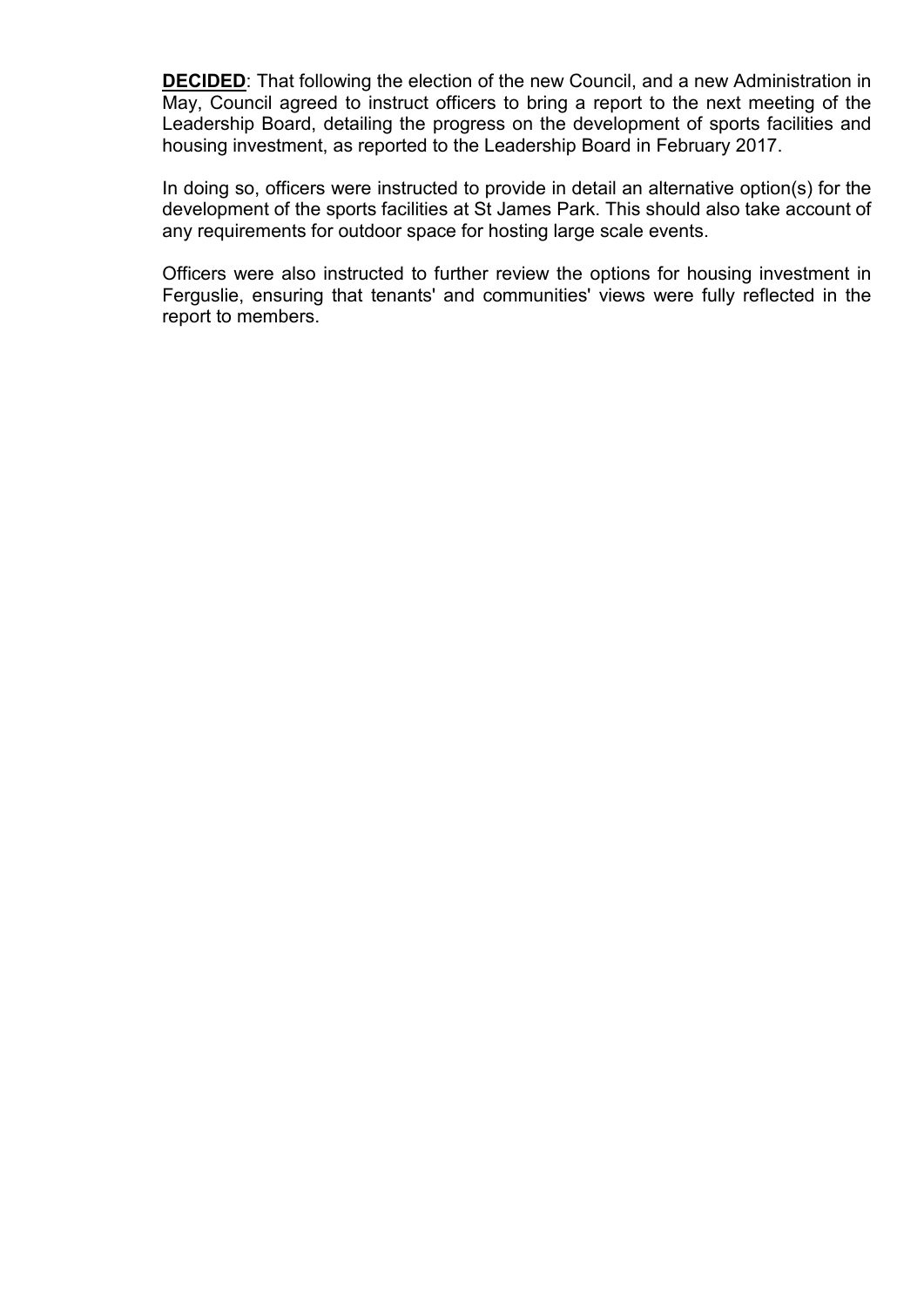**DECIDED**: That following the election of the new Council, and a new Administration in May, Council agreed to instruct officers to bring a report to the next meeting of the Leadership Board, detailing the progress on the development of sports facilities and housing investment, as reported to the Leadership Board in February 2017.

In doing so, officers were instructed to provide in detail an alternative option(s) for the development of the sports facilities at St James Park. This should also take account of any requirements for outdoor space for hosting large scale events.

Officers were also instructed to further review the options for housing investment in Ferguslie, ensuring that tenants' and communities' views were fully reflected in the report to members.